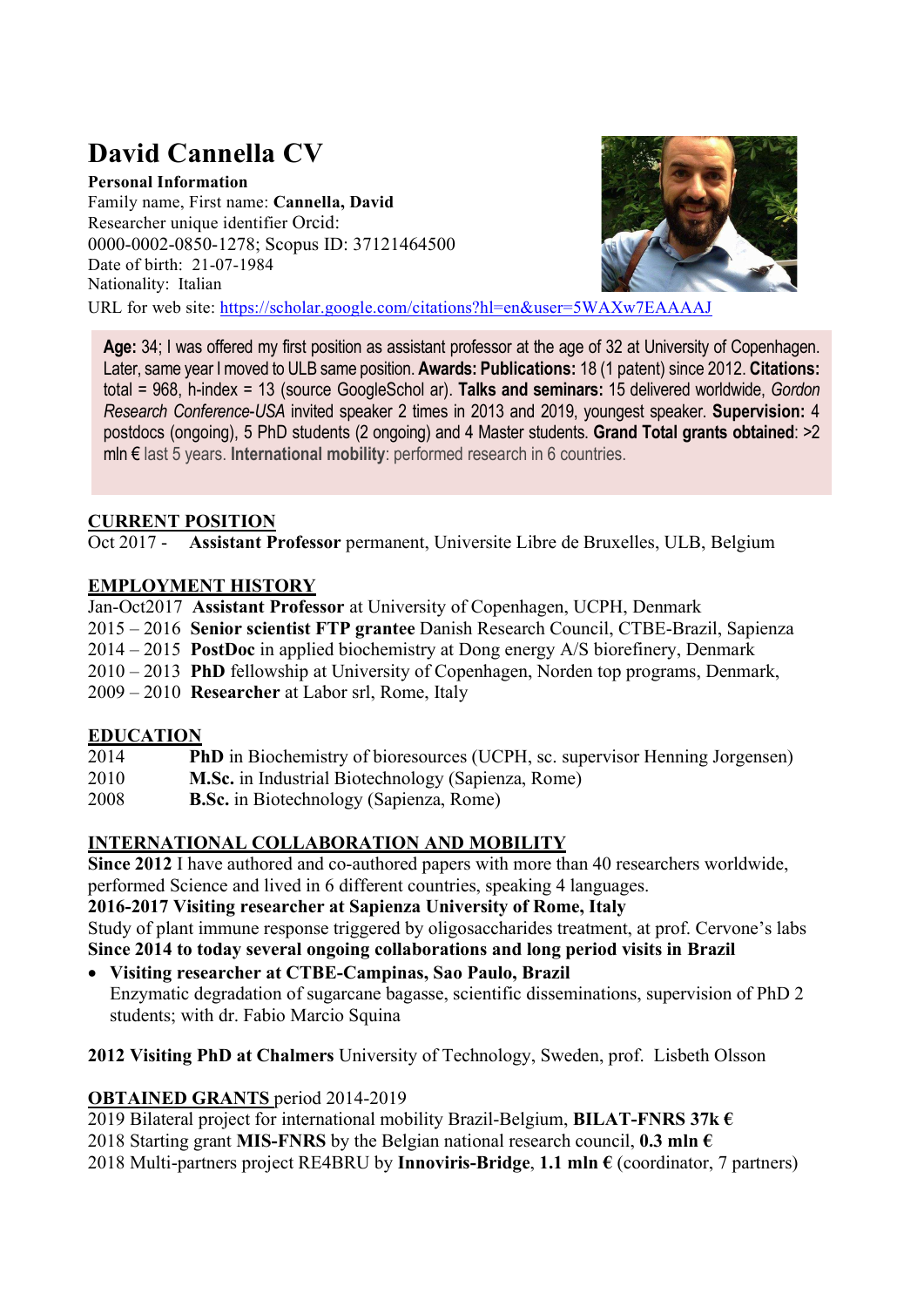# David Cannella CV

**Personal Information**

Family name, First name: **Cannella, David**

Researcher unique identifier Orcid: 0000-0002-0850-1278; Scopus ID: 37121464500

Date of birth: 21-07-1984

Nationality: Italian

URL for web site: https://scholar.google.com/citations?hl=en&user=5WAXw7EAAAAJ

**Age:** 34; I was offered my first position as assistant professor at the age of 32 at University of Copenhagen. Later, same year I moved to ULB same position. **Awards: Publications:** 18 (1 patent) since 2012. **Citations:** total = 968, h-index = 13 (source GoogleSchol ar). **Talks and seminars:** 15 delivered worldwide, *Gordon Research Conference-USA* invited speaker 2 times in 2013 and 2019, youngest speaker. **Supervision:** 4 postdocs (ongoing), 5 PhD students (2 ongoing) and 4 Master students. **Grand Total grants obtained**: >2 mln € last 5 years. **International mobility**: performed research in 6 countries.

## CURRENT POSITION

Oct 2017 - **Assistant Professor** permanent, Universite Libre de Bruxelles, ULB, Belgium

## EMPLOYMENT HISTORY

Jan-Oct2017 **Assistant Professor** at University of Copenhagen, UCPH, Denmark

2015 – 2016 **Senior scientist FTP grantee** Danish Research Council, CTBE-Brazil, Sapienza

2014 – 2015 **PostDoc** in applied biochemistry at Dong energy A/S biorefinery, Denmark

2010 – 2013 **PhD** fellowship at University of Copenhagen, Norden top programs, Denmark,

2009 – 2010 **Researcher** at Labor srl, Rome, Italy

## EDUCATION

2014 **PhD** in Biochemistry of bioresources (UCPH, sc. supervisor Henning Jorgensen)

2010 **M.Sc.** in Industrial Biotechnology (Sapienza, Rome)

2008 **B.Sc.** in Biotechnology (Sapienza, Rome)

## INTERNATIONAL COLLABORATION AND MOBILITY

**Since 2012** I have authored and co-authored papers with more than 40 researchers worldwide, performed Science and lived in 6 different countries, speaking 4 languages.

**2016-2017 Visiting researcher at Sapienza University of Rome, Italy**

Study of plant immune response triggered by oligosaccharides treatment, at prof. Cervone's labs

**Since 2014 to today several ongoing collaborations and long period visits in Brazil**

- **Visiting researcher at CTBE-Campinas, Sao Paulo, Brazil**
  Enzymatic degradation of sugarcane bagasse, scientific disseminations, supervision of PhD 2 students; with dr. Fabio Marcio Squina

**2012 Visiting PhD at Chalmers** University of Technology, Sweden, prof. Lisbeth Olsson

## OBTAINED GRANTS period 2014-2019

2019 Bilateral project for international mobility Brazil-Belgium, **BILAT-FNRS 37k €**

2018 Starting grant **MIS-FNRS** by the Belgian national research council, **0.3 mln €**

2018 Multi-partners project RE4BRU by **Innoviris-Bridge**, **1.1 mln €** (coordinator, 7 partners)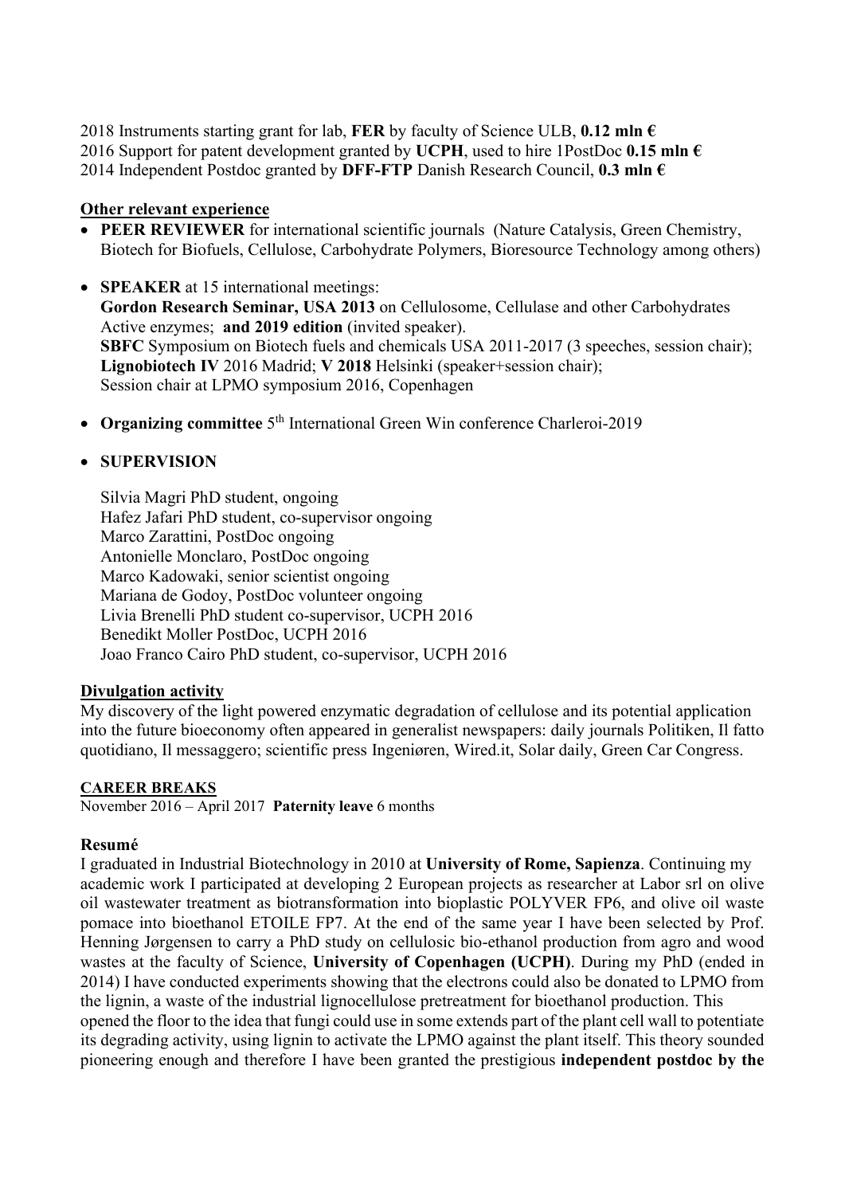2018 Instruments starting grant for lab, **FER** by faculty of Science ULB, **0.12 mln €**
2016 Support for patent development granted by **UCPH**, used to hire 1PostDoc **0.15 mln €**
2014 Independent Postdoc granted by **DFF-FTP** Danish Research Council, **0.3 mln €**

## Other relevant experience

- **PEER REVIEWER** for international scientific journals (Nature Catalysis, Green Chemistry, Biotech for Biofuels, Cellulose, Carbohydrate Polymers, Bioresource Technology among others)
- **SPEAKER** at 15 international meetings:
  **Gordon Research Seminar, USA 2013** on Cellulosome, Cellulase and other Carbohydrates Active enzymes; **and 2019 edition** (invited speaker).
  **SBFC** Symposium on Biotech fuels and chemicals USA 2011-2017 (3 speeches, session chair);
  **Lignobiotech IV** 2016 Madrid; **V 2018** Helsinki (speaker+session chair);
  Session chair at LPMO symposium 2016, Copenhagen
- **Organizing committee** 5th International Green Win conference Charleroi-2019
- **SUPERVISION**

  Silvia Magri PhD student, ongoing
  Hafez Jafari PhD student, co-supervisor ongoing
  Marco Zarattini, PostDoc ongoing
  Antonielle Monclaro, PostDoc ongoing
  Marco Kadowaki, senior scientist ongoing
  Mariana de Godoy, PostDoc volunteer ongoing
  Livia Brenelli PhD student co-supervisor, UCPH 2016
  Benedikt Moller PostDoc, UCPH 2016
  Joao Franco Cairo PhD student, co-supervisor, UCPH 2016

## Divulgation activity

My discovery of the light powered enzymatic degradation of cellulose and its potential application into the future bioeconomy often appeared in generalist newspapers: daily journals Politiken, Il fatto quotidiano, Il messaggero; scientific press Ingeniøren, Wired.it, Solar daily, Green Car Congress.

## CAREER BREAKS

November 2016 – April 2017 **Paternity leave** 6 months

## Resumé

I graduated in Industrial Biotechnology in 2010 at **University of Rome, Sapienza**. Continuing my academic work I participated at developing 2 European projects as researcher at Labor srl on olive oil wastewater treatment as biotransformation into bioplastic POLYVER FP6, and olive oil waste pomace into bioethanol ETOILE FP7. At the end of the same year I have been selected by Prof. Henning Jørgensen to carry a PhD study on cellulosic bio-ethanol production from agro and wood wastes at the faculty of Science, **University of Copenhagen (UCPH)**. During my PhD (ended in 2014) I have conducted experiments showing that the electrons could also be donated to LPMO from the lignin, a waste of the industrial lignocellulose pretreatment for bioethanol production. This opened the floor to the idea that fungi could use in some extends part of the plant cell wall to potentiate its degrading activity, using lignin to activate the LPMO against the plant itself. This theory sounded pioneering enough and therefore I have been granted the prestigious **independent postdoc by the**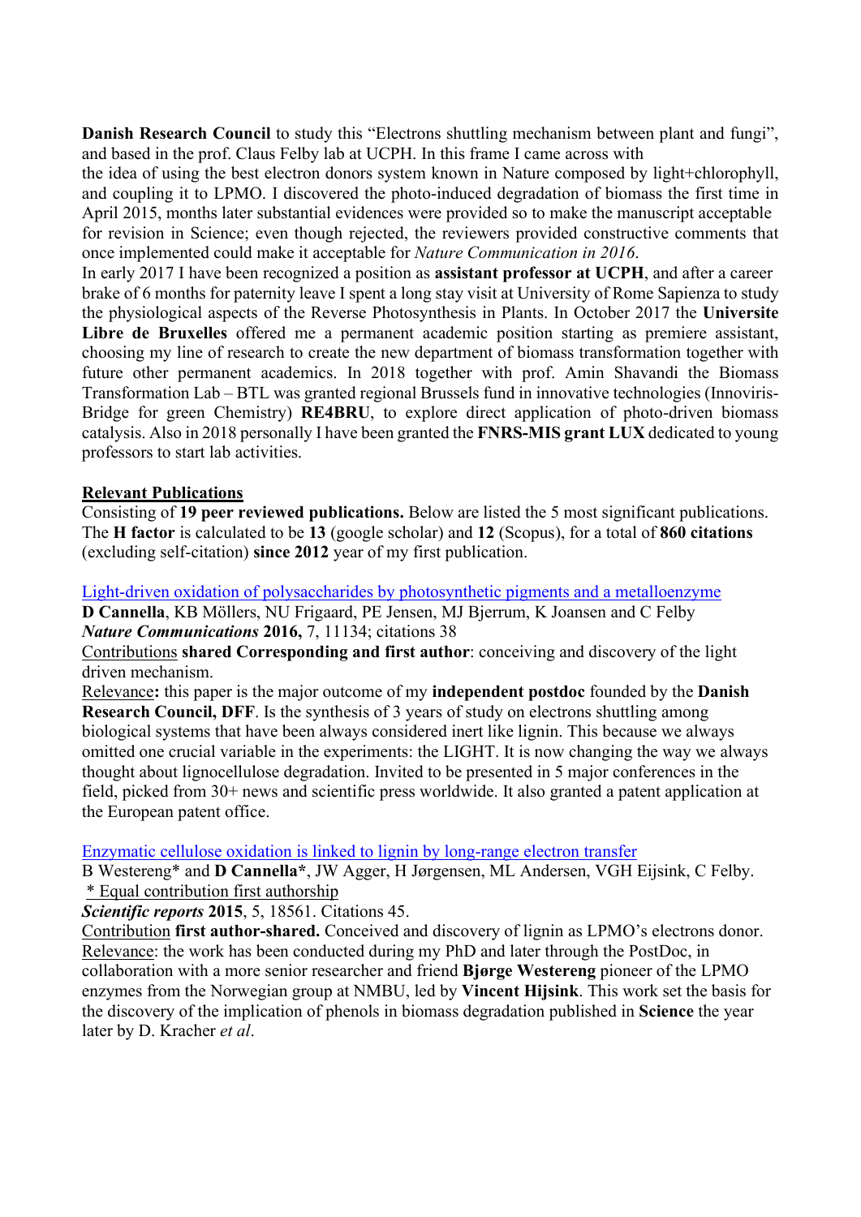**Danish Research Council** to study this "Electrons shuttling mechanism between plant and fungi", and based in the prof. Claus Felby lab at UCPH. In this frame I came across with the idea of using the best electron donors system known in Nature composed by light+chlorophyll, and coupling it to LPMO. I discovered the photo-induced degradation of biomass the first time in April 2015, months later substantial evidences were provided so to make the manuscript acceptable for revision in Science; even though rejected, the reviewers provided constructive comments that once implemented could make it acceptable for *Nature Communication in 2016*.

In early 2017 I have been recognized a position as **assistant professor at UCPH**, and after a career brake of 6 months for paternity leave I spent a long stay visit at University of Rome Sapienza to study the physiological aspects of the Reverse Photosynthesis in Plants. In October 2017 the **Universite Libre de Bruxelles** offered me a permanent academic position starting as premiere assistant, choosing my line of research to create the new department of biomass transformation together with future other permanent academics. In 2018 together with prof. Amin Shavandi the Biomass Transformation Lab – BTL was granted regional Brussels fund in innovative technologies (Innoviris-Bridge for green Chemistry) **RE4BRU**, to explore direct application of photo-driven biomass catalysis. Also in 2018 personally I have been granted the **FNRS-MIS grant LUX** dedicated to young professors to start lab activities.

## Relevant Publications

Consisting of **19 peer reviewed publications.** Below are listed the 5 most significant publications. The **H factor** is calculated to be **13** (google scholar) and **12** (Scopus), for a total of **860 citations** (excluding self-citation) **since 2012** year of my first publication.

Light-driven oxidation of polysaccharides by photosynthetic pigments and a metalloenzyme
**D Cannella**, KB Möllers, NU Frigaard, PE Jensen, MJ Bjerrum, K Joansen and C Felby
***Nature Communications*** **2016,** 7, 11134; citations 38
Contributions **shared Corresponding and first author**: conceiving and discovery of the light driven mechanism.
Relevance**:** this paper is the major outcome of my **independent postdoc** founded by the **Danish Research Council, DFF**. Is the synthesis of 3 years of study on electrons shuttling among biological systems that have been always considered inert like lignin. This because we always omitted one crucial variable in the experiments: the LIGHT. It is now changing the way we always thought about lignocellulose degradation. Invited to be presented in 5 major conferences in the field, picked from 30+ news and scientific press worldwide. It also granted a patent application at the European patent office.

Enzymatic cellulose oxidation is linked to lignin by long-range electron transfer
B Westereng* and **D Cannella***, JW Agger, H Jørgensen, ML Andersen, VGH Eijsink, C Felby.
\* Equal contribution first authorship
***Scientific reports*** **2015**, 5, 18561. Citations 45.
Contribution **first author-shared.** Conceived and discovery of lignin as LPMO's electrons donor.
Relevance: the work has been conducted during my PhD and later through the PostDoc, in collaboration with a more senior researcher and friend **Bjørge Westereng** pioneer of the LPMO enzymes from the Norwegian group at NMBU, led by **Vincent Hijsink**. This work set the basis for the discovery of the implication of phenols in biomass degradation published in **Science** the year later by D. Kracher *et al*.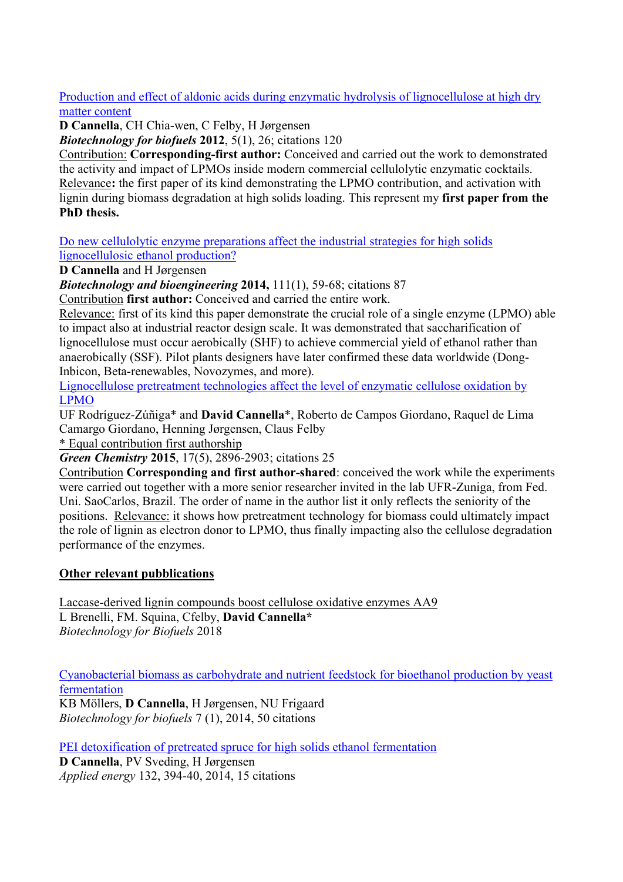[Production and effect of aldonic acids during enzymatic hydrolysis of lignocellulose at high dry matter content]

**D Cannella**, CH Chia-wen, C Felby, H Jørgensen
***Biotechnology for biofuels*** **2012**, 5(1), 26; citations 120

Contribution: **Corresponding-first author:** Conceived and carried out the work to demonstrated the activity and impact of LPMOs inside modern commercial cellulolytic enzymatic cocktails. Relevance**:** the first paper of its kind demonstrating the LPMO contribution, and activation with lignin during biomass degradation at high solids loading. This represent my **first paper from the PhD thesis.**

[Do new cellulolytic enzyme preparations affect the industrial strategies for high solids lignocellulosic ethanol production?]

**D Cannella** and H Jørgensen
***Biotechnology and bioengineering*** **2014,** 111(1), 59-68; citations 87

Contribution **first author:** Conceived and carried the entire work.
Relevance: first of its kind this paper demonstrate the crucial role of a single enzyme (LPMO) able to impact also at industrial reactor design scale. It was demonstrated that saccharification of lignocellulose must occur aerobically (SHF) to achieve commercial yield of ethanol rather than anaerobically (SSF). Pilot plants designers have later confirmed these data worldwide (Dong-Inbicon, Beta-renewables, Novozymes, and more).

[Lignocellulose pretreatment technologies affect the level of enzymatic cellulose oxidation by LPMO]

UF Rodríguez-Zúñiga* and **David Cannella***, Roberto de Campos Giordano, Raquel de Lima Camargo Giordano, Henning Jørgensen, Claus Felby
* Equal contribution first authorship
***Green Chemistry*** **2015**, 17(5), 2896-2903; citations 25

Contribution **Corresponding and first author-shared**: conceived the work while the experiments were carried out together with a more senior researcher invited in the lab UFR-Zuniga, from Fed. Uni. SaoCarlos, Brazil. The order of name in the author list it only reflects the seniority of the positions. Relevance: it shows how pretreatment technology for biomass could ultimately impact the role of lignin as electron donor to LPMO, thus finally impacting also the cellulose degradation performance of the enzymes.

**Other relevant pubblications**

Laccase-derived lignin compounds boost cellulose oxidative enzymes AA9
L Brenelli, FM. Squina, Cfelby, **David Cannella***
*Biotechnology for Biofuels* 2018

[Cyanobacterial biomass as carbohydrate and nutrient feedstock for bioethanol production by yeast fermentation]

KB Möllers, **D Cannella**, H Jørgensen, NU Frigaard
*Biotechnology for biofuels* 7 (1), 2014, 50 citations

[PEI detoxification of pretreated spruce for high solids ethanol fermentation]

**D Cannella**, PV Sveding, H Jørgensen
*Applied energy* 132, 394-40, 2014, 15 citations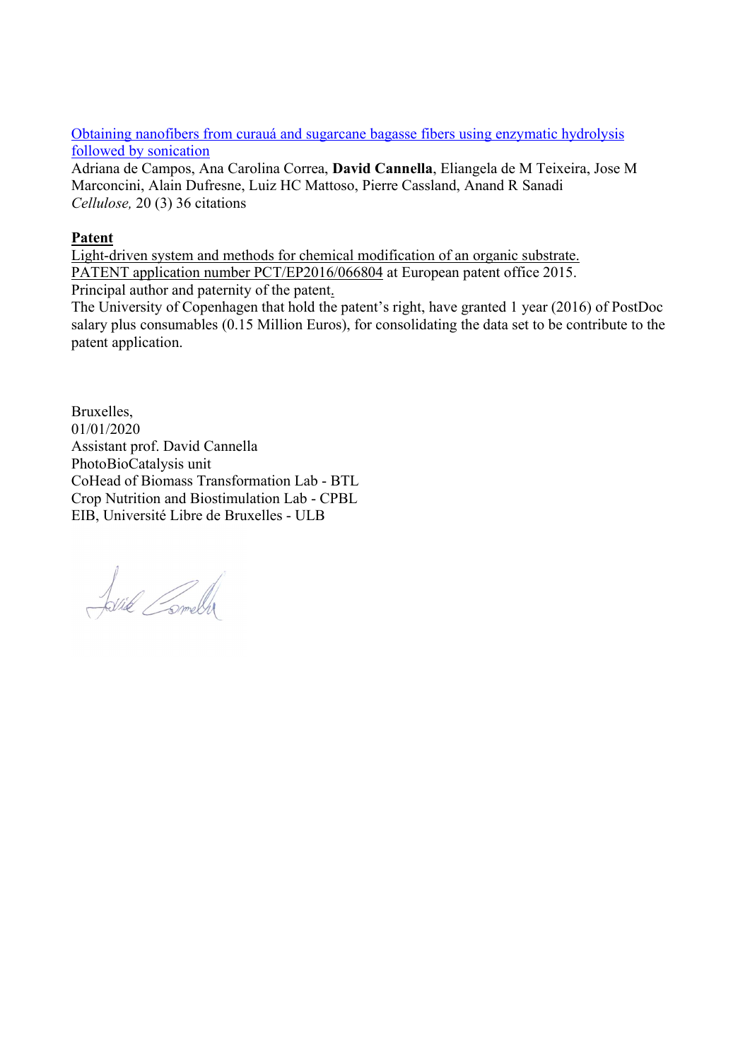Obtaining nanofibers from curauá and sugarcane bagasse fibers using enzymatic hydrolysis followed by sonication
Adriana de Campos, Ana Carolina Correa, **David Cannella**, Eliangela de M Teixeira, Jose M Marconcini, Alain Dufresne, Luiz HC Mattoso, Pierre Cassland, Anand R Sanadi
*Cellulose,* 20 (3) 36 citations

**Patent**

Light-driven system and methods for chemical modification of an organic substrate.
PATENT application number PCT/EP2016/066804 at European patent office 2015.
Principal author and paternity of the patent.
The University of Copenhagen that hold the patent's right, have granted 1 year (2016) of PostDoc salary plus consumables (0.15 Million Euros), for consolidating the data set to be contribute to the patent application.

Bruxelles,
01/01/2020
Assistant prof. David Cannella
PhotoBioCatalysis unit
CoHead of Biomass Transformation Lab - BTL
Crop Nutrition and Biostimulation Lab - CPBL
EIB, Université Libre de Bruxelles - ULB